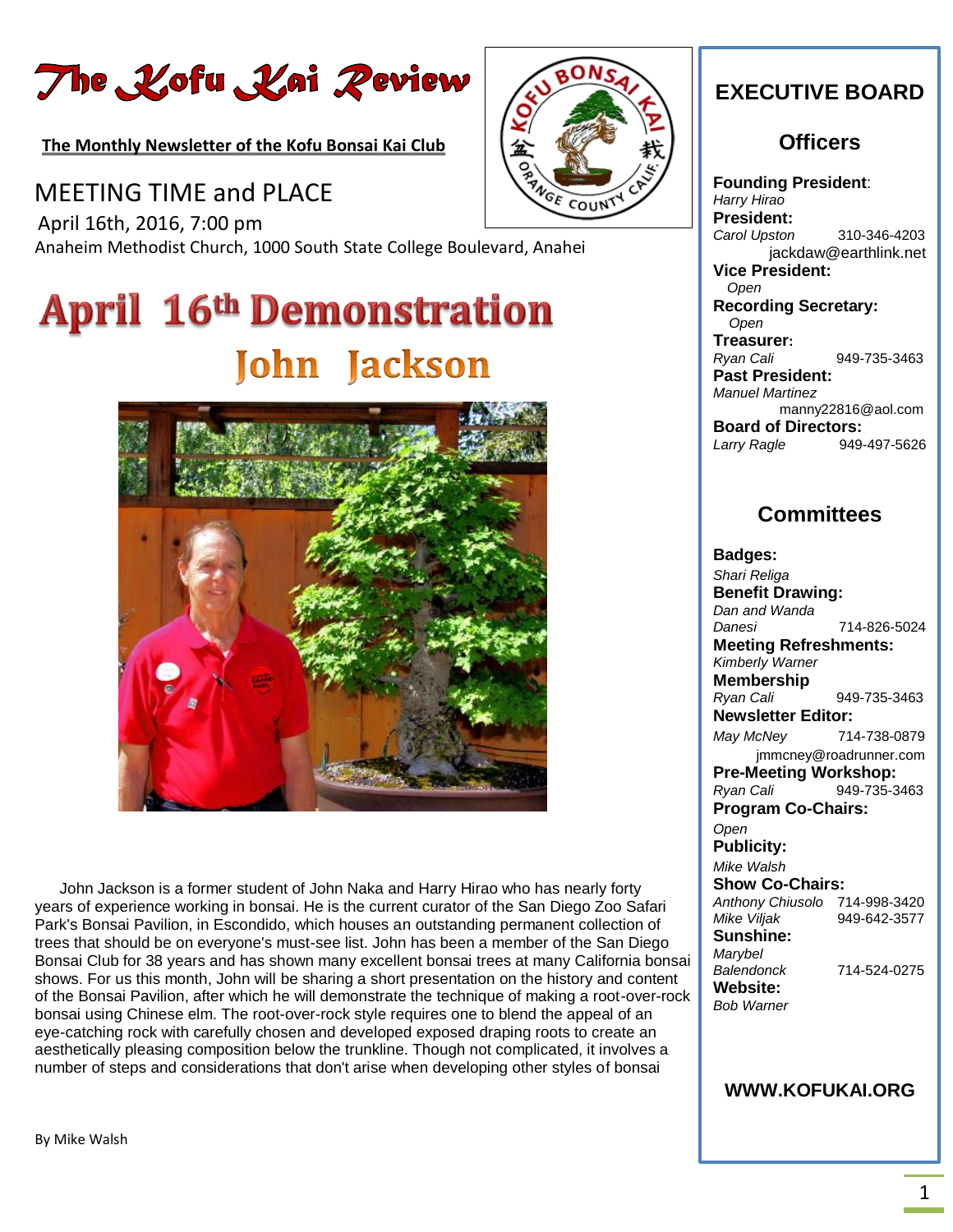# The Kofu Kai Review

**The Monthly Newsletter of the Kofu Bonsai Kai Club**

## MEETING TIME and PLACE

April 16th, 2016, 7:00 pm

Anaheim Methodist Church, 1000 South State College Boulevard, Anahei

# April 16th Demonstration

## John Jackson

John Jackson is a former student of John Naka and Harry Hirao who has nearly forty years of experience working in bonsai. He is the current curator of the San Diego Zoo Safari Park's Bonsai Pavilion, in Escondido, which houses an outstanding permanent collection of trees that should be on everyone's must-see list. John has been a member of the San Diego Bonsai Club for 38 years and has shown many excellent bonsai trees at many California bonsai shows. For us this month, John will be sharing a short presentation on the history and content of the Bonsai Pavilion, after which he will demonstrate the technique of making a root-over-rock bonsai using Chinese elm. The root-over-rock style requires one to blend the appeal of an eye-catching rock with carefully chosen and developed exposed draping roots to create an aesthetically pleasing composition below the trunkline. Though not complicated, it involves a number of steps and considerations that don't arise when developing other styles of bonsai

By Mike Walsh

## EXECUTIVE BOARD

### Officers

**Founding President**:
*Harry Hirao*

**President:**
*Carol Upston* 310-346-4203
jackdaw@earthlink.net

**Vice President:**
*Open*

**Recording Secretary:**
*Open*

**Treasurer:**
*Ryan Cali* 949-735-3463

**Past President:**
*Manuel Martinez*
manny22816@aol.com

**Board of Directors:**
*Larry Ragle* 949-497-5626

### Committees

**Badges:**
*Shari Religa*

**Benefit Drawing:**
*Dan and Wanda Danesi* 714-826-5024

**Meeting Refreshments:**
*Kimberly Warner*

**Membership**
*Ryan Cali* 949-735-3463

**Newsletter Editor:**
*May McNey* 714-738-0879
jmmcney@roadrunner.com

**Pre-Meeting Workshop:**
*Ryan Cali* 949-735-3463

**Program Co-Chairs:**
*Open*

**Publicity:**
*Mike Walsh*

**Show Co-Chairs:**
*Anthony Chiusolo* 714-998-3420
*Mike Viljak* 949-642-3577

**Sunshine:**
*Marybel Balendonck* 714-524-0275

**Website:**
*Bob Warner*

**WWW.KOFUKAI.ORG**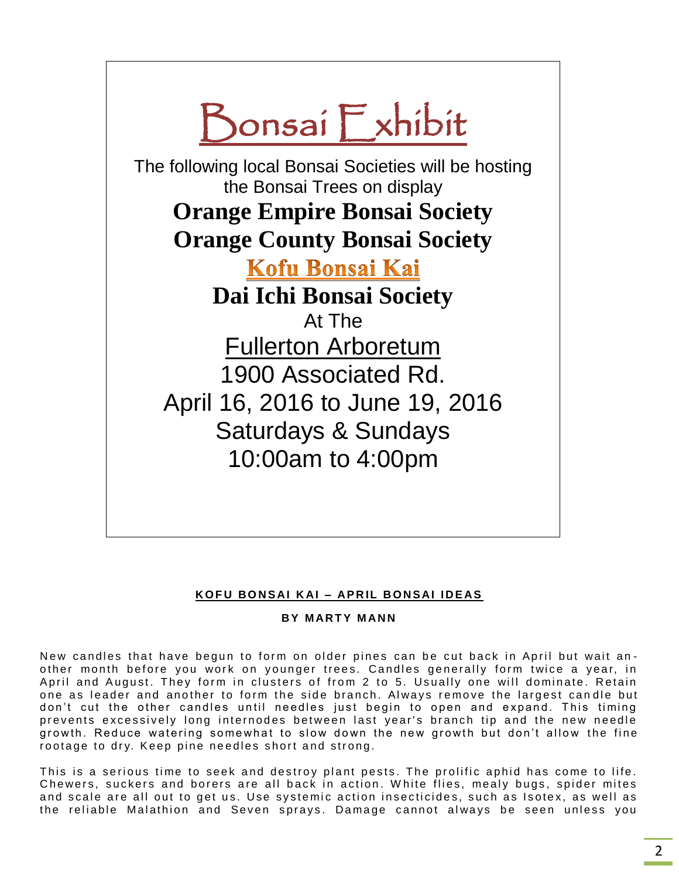# Bonsai Exhibit

The following local Bonsai Societies will be hosting the Bonsai Trees on display

**Orange Empire Bonsai Society**

**Orange County Bonsai Society**

**Kofu Bonsai Kai**

**Dai Ichi Bonsai Society**

At The

Fullerton Arboretum

1900 Associated Rd.

April 16, 2016 to June 19, 2016

Saturdays & Sundays

10:00am to 4:00pm

## KOFU BONSAI KAI – APRIL BONSAI IDEAS

**BY MARTY MANN**

New candles that have begun to form on older pines can be cut back in April but wait another month before you work on younger trees. Candles generally form twice a year, in April and August. They form in clusters of from 2 to 5. Usually one will dominate. Retain one as leader and another to form the side branch. Always remove the largest candle but don't cut the other candles until needles just begin to open and expand. This timing prevents excessively long internodes between last year's branch tip and the new needle growth. Reduce watering somewhat to slow down the new growth but don't allow the fine rootage to dry. Keep pine needles short and strong.

This is a serious time to seek and destroy plant pests. The prolific aphid has come to life. Chewers, suckers and borers are all back in action. White flies, mealy bugs, spider mites and scale are all out to get us. Use systemic action insecticides, such as Isotex, as well as the reliable Malathion and Seven sprays. Damage cannot always be seen unless you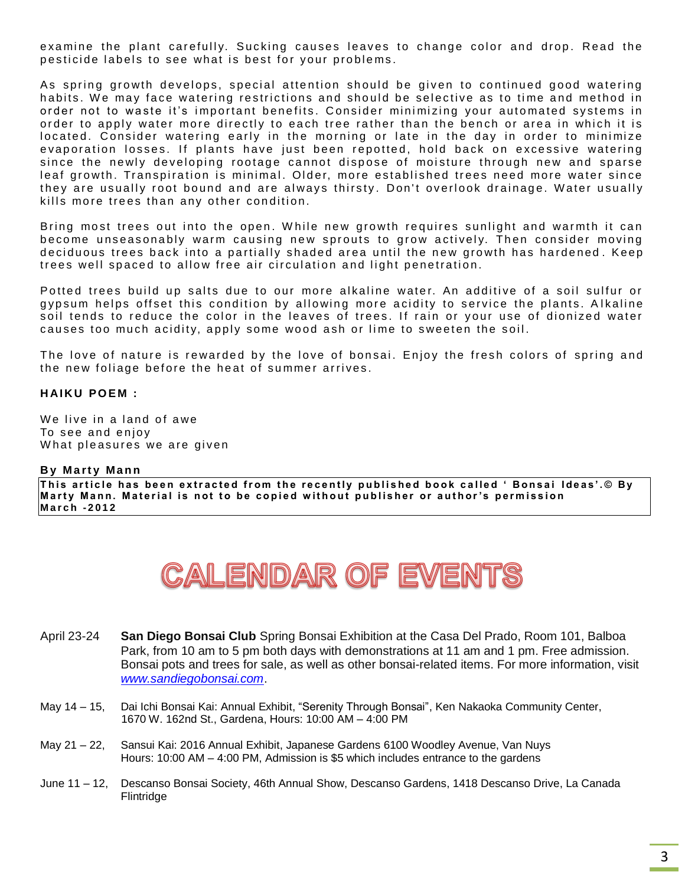examine the plant carefully. Sucking causes leaves to change color and drop. Read the pesticide labels to see what is best for your problems.

As spring growth develops, special attention should be given to continued good watering habits. We may face watering restrictions and should be selective as to time and method in order not to waste it's important benefits. Consider minimizing your automated systems in order to apply water more directly to each tree rather than the bench or area in which it is located. Consider watering early in the morning or late in the day in order to minimize evaporation losses. If plants have just been repotted, hold back on excessive watering since the newly developing rootage cannot dispose of moisture through new and sparse leaf growth. Transpiration is minimal. Older, more established trees need more water since they are usually root bound and are always thirsty. Don't overlook drainage. Water usually kills more trees than any other condition.

Bring most trees out into the open. While new growth requires sunlight and warmth it can become unseasonably warm causing new sprouts to grow actively. Then consider moving deciduous trees back into a partially shaded area until the new growth has hardened. Keep trees well spaced to allow free air circulation and light penetration.

Potted trees build up salts due to our more alkaline water. An additive of a soil sulfur or gypsum helps offset this condition by allowing more acidity to service the plants. Alkaline soil tends to reduce the color in the leaves of trees. If rain or your use of dionized water causes too much acidity, apply some wood ash or lime to sweeten the soil.

The love of nature is rewarded by the love of bonsai. Enjoy the fresh colors of spring and the new foliage before the heat of summer arrives.

**HAIKU POEM :**

We live in a land of awe  
To see and enjoy  
What pleasures we are given

**By Marty Mann**

**This article has been extracted from the recently published book called ' Bonsai Ideas'.© By Marty Mann. Material is not to be copied without publisher or author's permission March -2012**

# CALENDAR OF EVENTS

April 23-24 **San Diego Bonsai Club** Spring Bonsai Exhibition at the Casa Del Prado, Room 101, Balboa Park, from 10 am to 5 pm both days with demonstrations at 11 am and 1 pm. Free admission. Bonsai pots and trees for sale, as well as other bonsai-related items. For more information, visit *www.sandiegobonsai.com*.

May 14 – 15, Dai Ichi Bonsai Kai: Annual Exhibit, "Serenity Through Bonsai", Ken Nakaoka Community Center, 1670 W. 162nd St., Gardena, Hours: 10:00 AM – 4:00 PM

May 21 – 22, Sansui Kai: 2016 Annual Exhibit, Japanese Gardens 6100 Woodley Avenue, Van Nuys Hours: 10:00 AM – 4:00 PM, Admission is $5 which includes entrance to the gardens

June 11 – 12, Descanso Bonsai Society, 46th Annual Show, Descanso Gardens, 1418 Descanso Drive, La Canada Flintridge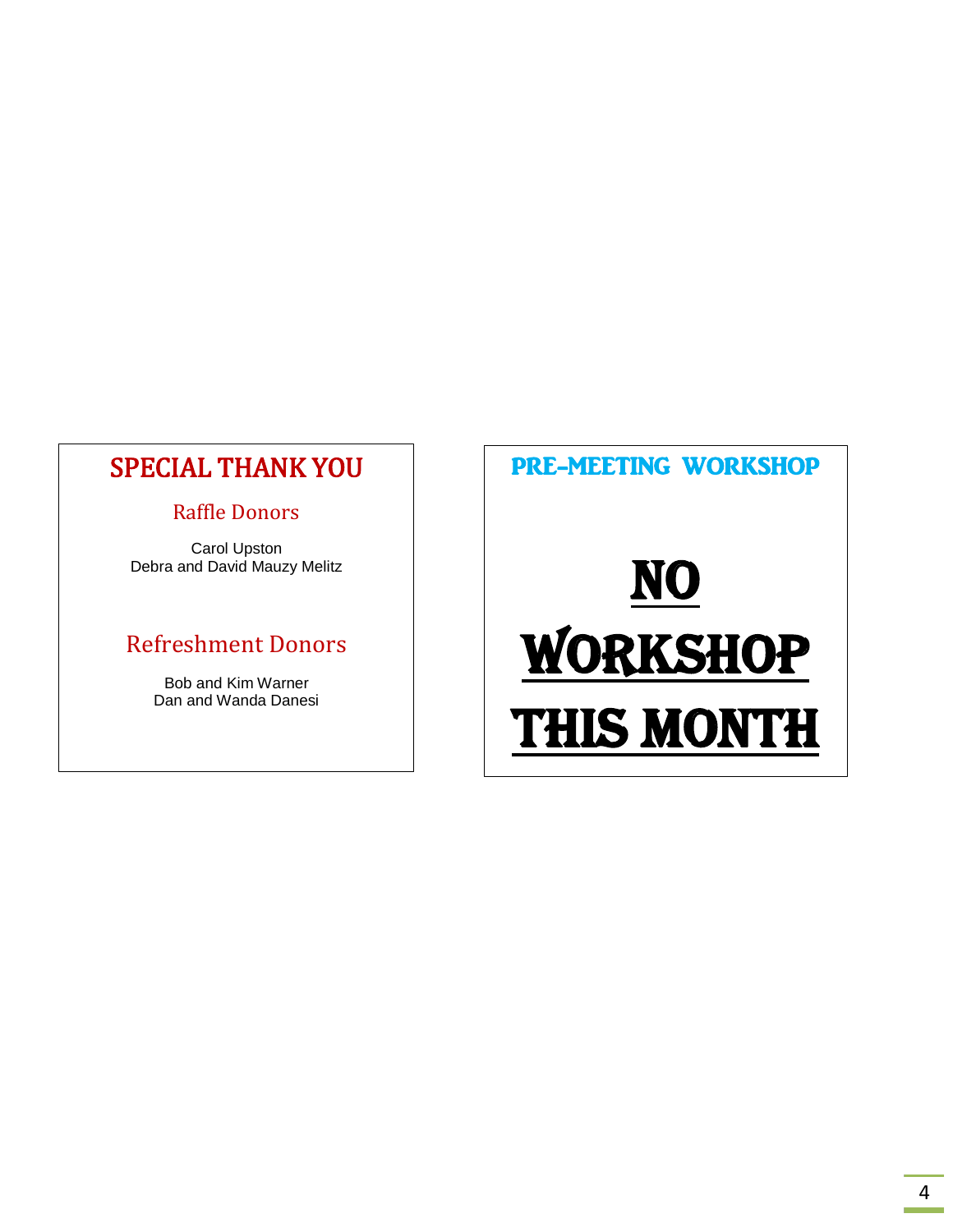## SPECIAL THANK YOU

### Raffle Donors

Carol Upston
Debra and David Mauzy Melitz

### Refreshment Donors

Bob and Kim Warner
Dan and Wanda Danesi

## PRE-MEETING WORKSHOP

**NO WORKSHOP THIS MONTH**